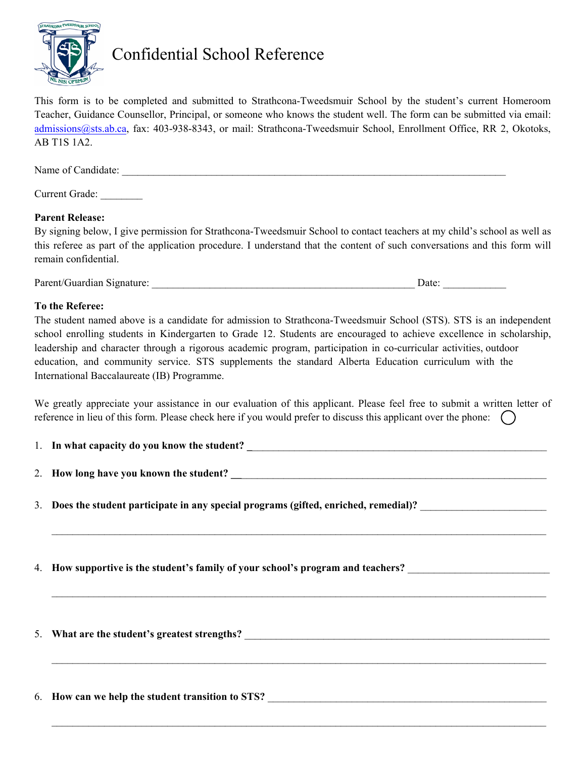# Confidential School Reference

This form is to be completed and submitted to Strathcona-Tweedsmuir School by the student's current Homeroom Teacher, Guidance Counsellor, Principal, or someone who knows the student well. The form can be submitted via email: admissions@sts.ab.ca, fax: 403-938-8343, or mail: Strathcona-Tweedsmuir School, Enrollment Office, RR 2, Okotoks, AB T1S 1A2.

Name of Candidate: ___________________________________________________________________________

Current Grade: ________

**Parent Release:**
By signing below, I give permission for Strathcona-Tweedsmuir School to contact teachers at my child's school as well as this referee as part of the application procedure. I understand that the content of such conversations and this form will remain confidential.

Parent/Guardian Signature: ____________________________________________________ Date: ____________

**To the Referee:**
The student named above is a candidate for admission to Strathcona-Tweedsmuir School (STS). STS is an independent school enrolling students in Kindergarten to Grade 12. Students are encouraged to achieve excellence in scholarship, leadership and character through a rigorous academic program, participation in co-curricular activities, outdoor education, and community service. STS supplements the standard Alberta Education curriculum with the International Baccalaureate (IB) Programme.

We greatly appreciate your assistance in our evaluation of this applicant. Please feel free to submit a written letter of reference in lieu of this form. Please check here if you would prefer to discuss this applicant over the phone: ◯

1. **In what capacity do you know the student?** ___________________________________________________________

2. **How long have you known the student?** ______________________________________________________________

3. **Does the student participate in any special programs (gifted, enriched, remedial)?** ________________________

   ________________________________________________________________________________________________

4. **How supportive is the student's family of your school's program and teachers?** ___________________________

   ________________________________________________________________________________________________

5. **What are the student's greatest strengths?** ___________________________________________________________

   ________________________________________________________________________________________________

6. **How can we help the student transition to STS?** ______________________________________________________

   ________________________________________________________________________________________________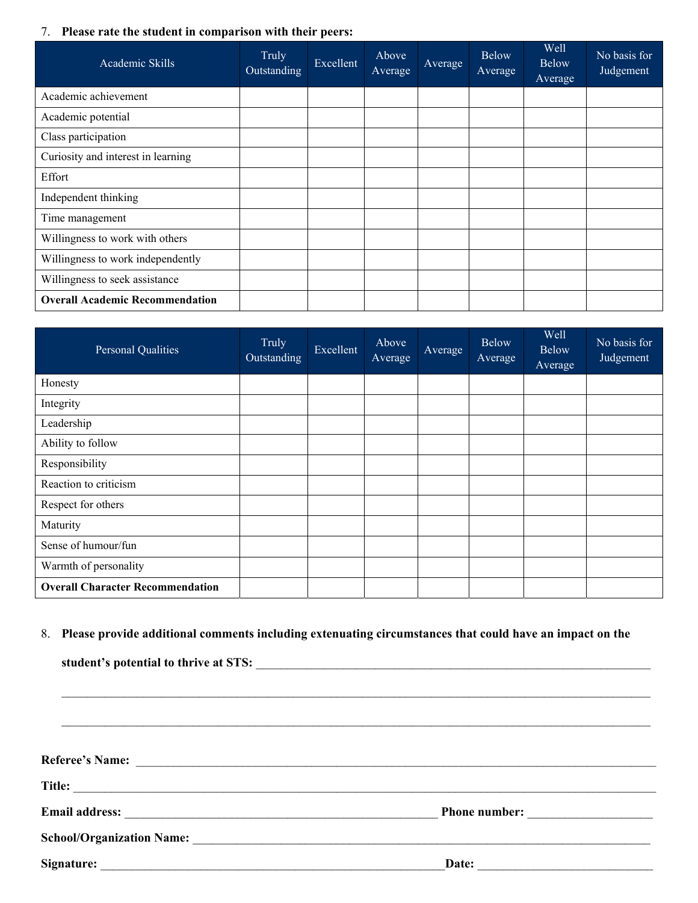7. **Please rate the student in comparison with their peers:**

| Academic Skills | Truly Outstanding | Excellent | Above Average | Average | Below Average | Well Below Average | No basis for Judgement |
|---|---|---|---|---|---|---|---|
| Academic achievement | | | | | | | |
| Academic potential | | | | | | | |
| Class participation | | | | | | | |
| Curiosity and interest in learning | | | | | | | |
| Effort | | | | | | | |
| Independent thinking | | | | | | | |
| Time management | | | | | | | |
| Willingness to work with others | | | | | | | |
| Willingness to work independently | | | | | | | |
| Willingness to seek assistance | | | | | | | |
| **Overall Academic Recommendation** | | | | | | | |

| Personal Qualities | Truly Outstanding | Excellent | Above Average | Average | Below Average | Well Below Average | No basis for Judgement |
|---|---|---|---|---|---|---|---|
| Honesty | | | | | | | |
| Integrity | | | | | | | |
| Leadership | | | | | | | |
| Ability to follow | | | | | | | |
| Responsibility | | | | | | | |
| Reaction to criticism | | | | | | | |
| Respect for others | | | | | | | |
| Maturity | | | | | | | |
| Sense of humour/fun | | | | | | | |
| Warmth of personality | | | | | | | |
| **Overall Character Recommendation** | | | | | | | |

8. **Please provide additional comments including extenuating circumstances that could have an impact on the student's potential to thrive at STS:** ________________________________________________

________________________________________________________________________________

________________________________________________________________________________

**Referee's Name:** ________________________________________________________________

**Title:** ________________________________________________________________________

**Email address:** ______________________________________ **Phone number:** _______________

**School/Organization Name:** ______________________________________________________

**Signature:** ___________________________________________ **Date:** ______________________